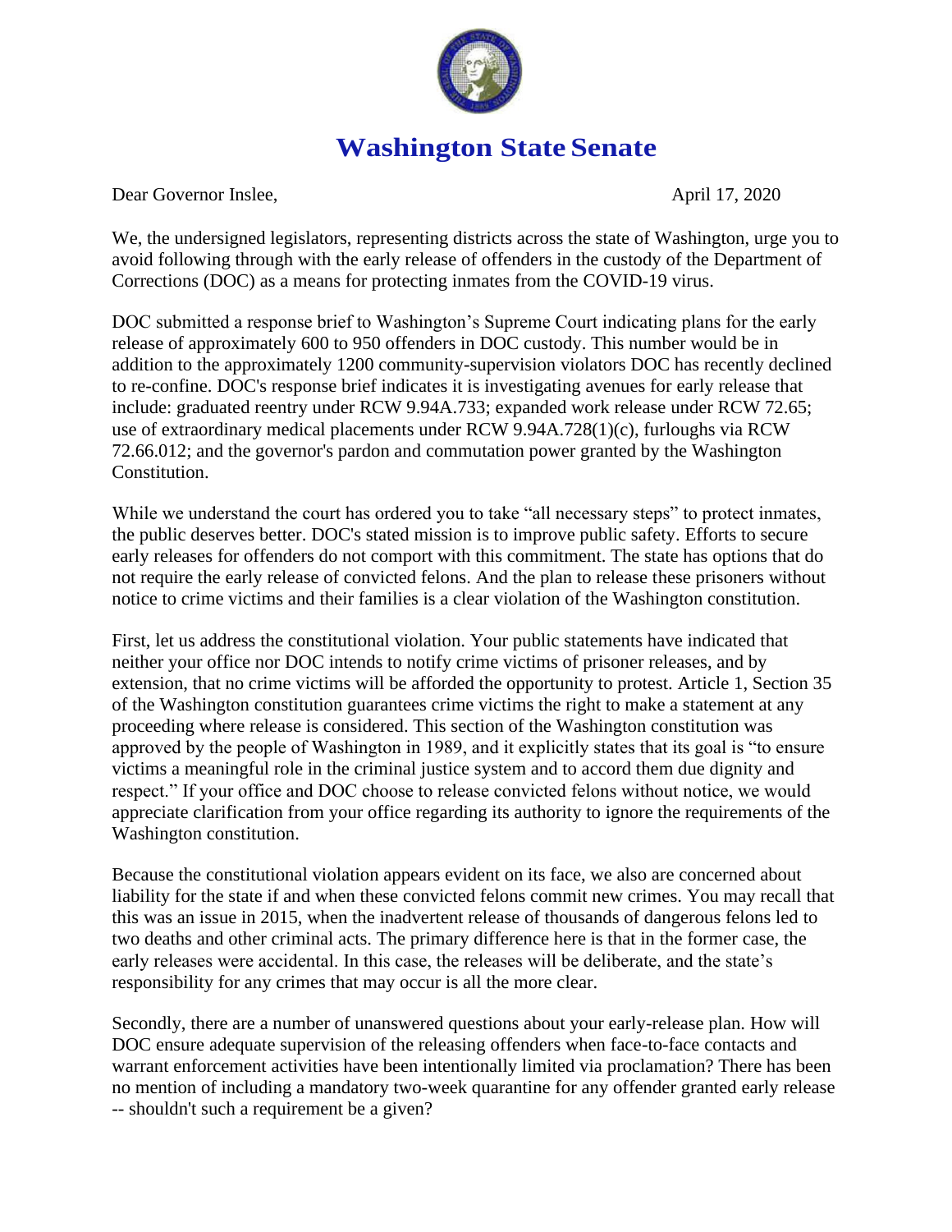# Washington State Senate

Dear Governor Inslee, April 17, 2020

We, the undersigned legislators, representing districts across the state of Washington, urge you to avoid following through with the early release of offenders in the custody of the Department of Corrections (DOC) as a means for protecting inmates from the COVID-19 virus.

DOC submitted a response brief to Washington's Supreme Court indicating plans for the early release of approximately 600 to 950 offenders in DOC custody. This number would be in addition to the approximately 1200 community-supervision violators DOC has recently declined to re-confine. DOC's response brief indicates it is investigating avenues for early release that include: graduated reentry under RCW 9.94A.733; expanded work release under RCW 72.65; use of extraordinary medical placements under RCW 9.94A.728(1)(c), furloughs via RCW 72.66.012; and the governor's pardon and commutation power granted by the Washington Constitution.

While we understand the court has ordered you to take "all necessary steps" to protect inmates, the public deserves better. DOC's stated mission is to improve public safety. Efforts to secure early releases for offenders do not comport with this commitment. The state has options that do not require the early release of convicted felons. And the plan to release these prisoners without notice to crime victims and their families is a clear violation of the Washington constitution.

First, let us address the constitutional violation. Your public statements have indicated that neither your office nor DOC intends to notify crime victims of prisoner releases, and by extension, that no crime victims will be afforded the opportunity to protest. Article 1, Section 35 of the Washington constitution guarantees crime victims the right to make a statement at any proceeding where release is considered. This section of the Washington constitution was approved by the people of Washington in 1989, and it explicitly states that its goal is "to ensure victims a meaningful role in the criminal justice system and to accord them due dignity and respect." If your office and DOC choose to release convicted felons without notice, we would appreciate clarification from your office regarding its authority to ignore the requirements of the Washington constitution.

Because the constitutional violation appears evident on its face, we also are concerned about liability for the state if and when these convicted felons commit new crimes. You may recall that this was an issue in 2015, when the inadvertent release of thousands of dangerous felons led to two deaths and other criminal acts. The primary difference here is that in the former case, the early releases were accidental. In this case, the releases will be deliberate, and the state's responsibility for any crimes that may occur is all the more clear.

Secondly, there are a number of unanswered questions about your early-release plan. How will DOC ensure adequate supervision of the releasing offenders when face-to-face contacts and warrant enforcement activities have been intentionally limited via proclamation? There has been no mention of including a mandatory two-week quarantine for any offender granted early release -- shouldn't such a requirement be a given?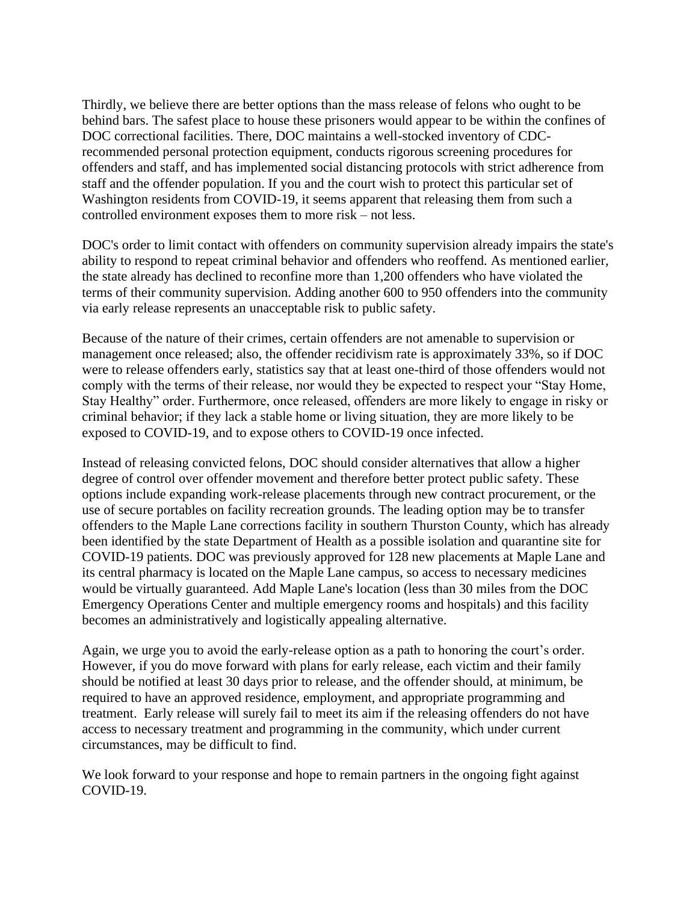Thirdly, we believe there are better options than the mass release of felons who ought to be behind bars. The safest place to house these prisoners would appear to be within the confines of DOC correctional facilities. There, DOC maintains a well-stocked inventory of CDC-recommended personal protection equipment, conducts rigorous screening procedures for offenders and staff, and has implemented social distancing protocols with strict adherence from staff and the offender population. If you and the court wish to protect this particular set of Washington residents from COVID-19, it seems apparent that releasing them from such a controlled environment exposes them to more risk – not less.

DOC's order to limit contact with offenders on community supervision already impairs the state's ability to respond to repeat criminal behavior and offenders who reoffend. As mentioned earlier, the state already has declined to reconfine more than 1,200 offenders who have violated the terms of their community supervision. Adding another 600 to 950 offenders into the community via early release represents an unacceptable risk to public safety.

Because of the nature of their crimes, certain offenders are not amenable to supervision or management once released; also, the offender recidivism rate is approximately 33%, so if DOC were to release offenders early, statistics say that at least one-third of those offenders would not comply with the terms of their release, nor would they be expected to respect your "Stay Home, Stay Healthy" order. Furthermore, once released, offenders are more likely to engage in risky or criminal behavior; if they lack a stable home or living situation, they are more likely to be exposed to COVID-19, and to expose others to COVID-19 once infected.

Instead of releasing convicted felons, DOC should consider alternatives that allow a higher degree of control over offender movement and therefore better protect public safety. These options include expanding work-release placements through new contract procurement, or the use of secure portables on facility recreation grounds. The leading option may be to transfer offenders to the Maple Lane corrections facility in southern Thurston County, which has already been identified by the state Department of Health as a possible isolation and quarantine site for COVID-19 patients. DOC was previously approved for 128 new placements at Maple Lane and its central pharmacy is located on the Maple Lane campus, so access to necessary medicines would be virtually guaranteed. Add Maple Lane's location (less than 30 miles from the DOC Emergency Operations Center and multiple emergency rooms and hospitals) and this facility becomes an administratively and logistically appealing alternative.

Again, we urge you to avoid the early-release option as a path to honoring the court's order. However, if you do move forward with plans for early release, each victim and their family should be notified at least 30 days prior to release, and the offender should, at minimum, be required to have an approved residence, employment, and appropriate programming and treatment. Early release will surely fail to meet its aim if the releasing offenders do not have access to necessary treatment and programming in the community, which under current circumstances, may be difficult to find.

We look forward to your response and hope to remain partners in the ongoing fight against COVID-19.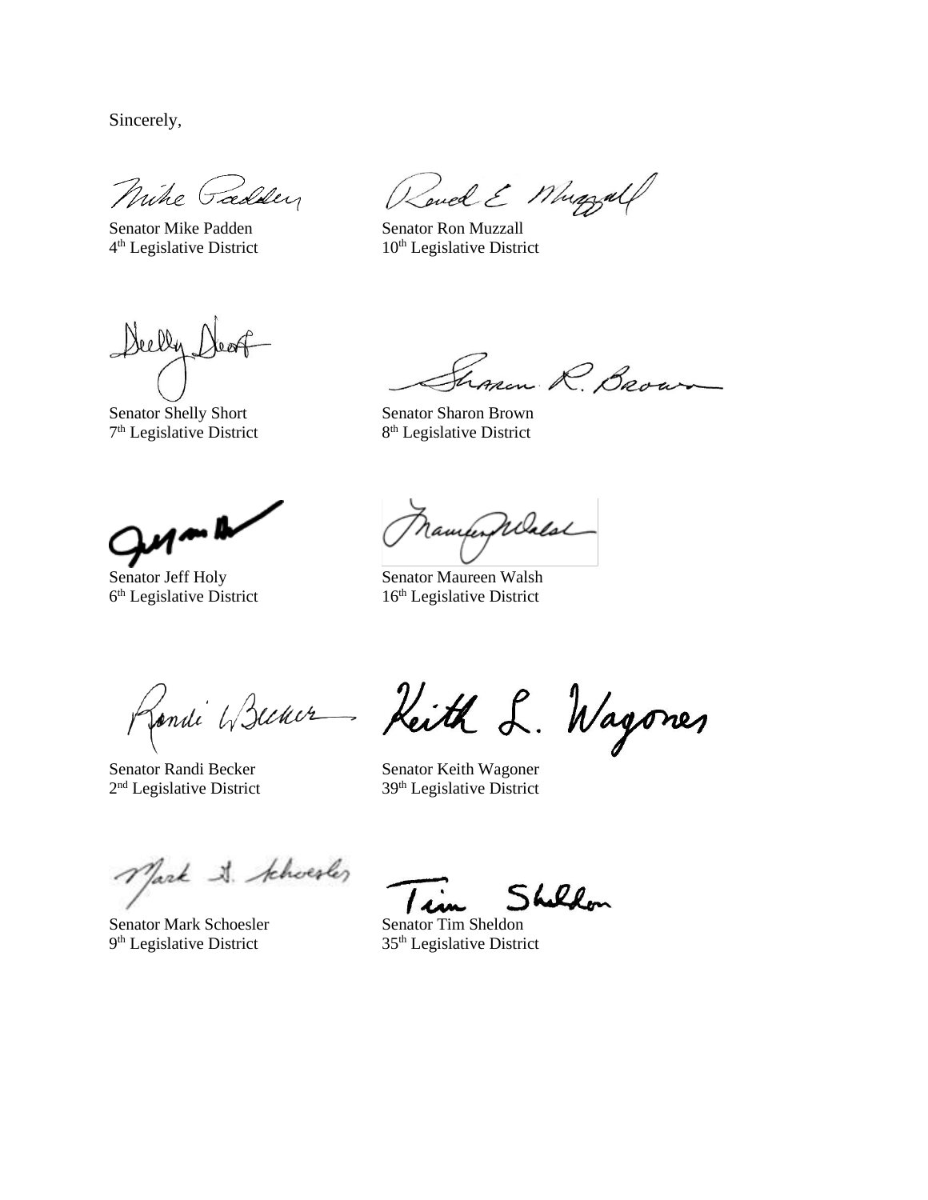Sincerely,

| | |
|---|---|
| Senator Mike Padden<br>4th Legislative District | Senator Ron Muzzall<br>10th Legislative District |
| Senator Shelly Short<br>7th Legislative District | Senator Sharon Brown<br>8th Legislative District |
| Senator Jeff Holy<br>6th Legislative District | Senator Maureen Walsh<br>16th Legislative District |
| Senator Randi Becker<br>2nd Legislative District | Senator Keith Wagoner<br>39th Legislative District |
| Senator Mark Schoesler<br>9th Legislative District | Senator Tim Sheldon<br>35th Legislative District |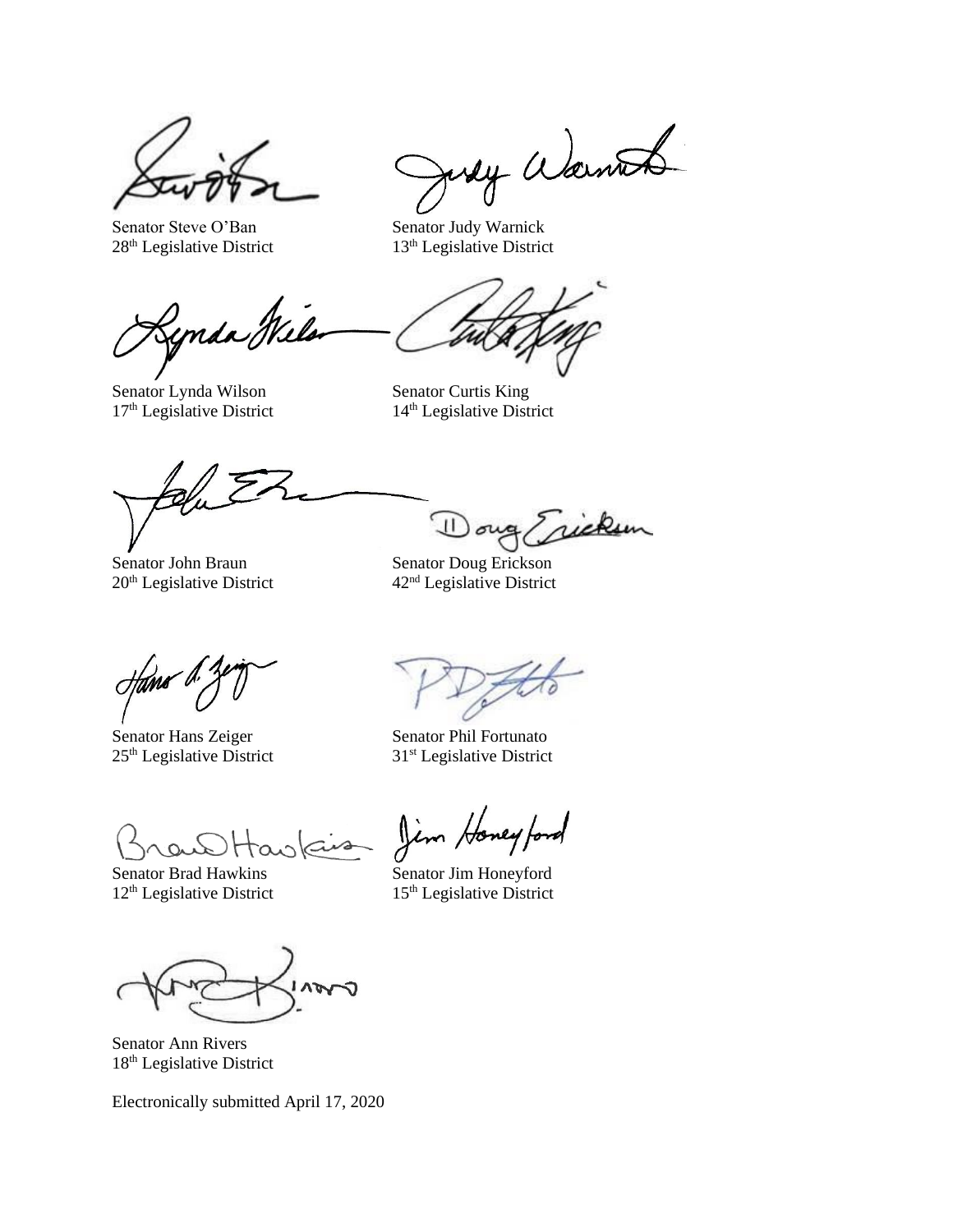Senator Steve O'Ban
28th Legislative District

Senator Judy Warnick
13th Legislative District

Senator Lynda Wilson
17th Legislative District

Senator Curtis King
14th Legislative District

Senator John Braun
20th Legislative District

Senator Doug Erickson
42nd Legislative District

Senator Hans Zeiger
25th Legislative District

Senator Phil Fortunato
31st Legislative District

Senator Brad Hawkins
12th Legislative District

Senator Jim Honeyford
15th Legislative District

Senator Ann Rivers
18th Legislative District

Electronically submitted April 17, 2020